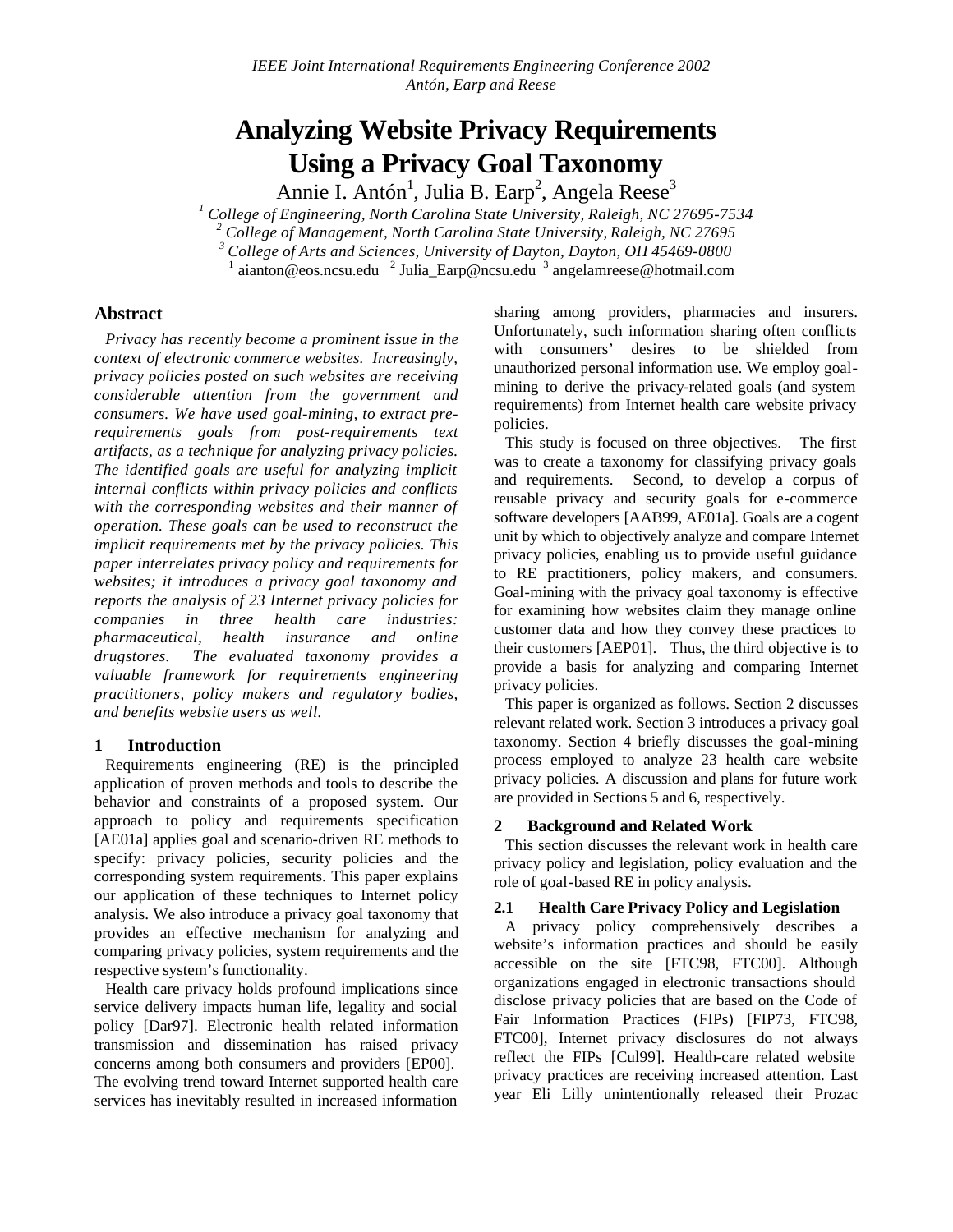# Analyzing Website Privacy Requirements Using a Privacy Goal Taxonomy

Annie I. Antón[1], Julia B. Earp[2], Angela Reese[3]

[1] *College of Engineering, North Carolina State University, Raleigh, NC 27695-7534*
[2] *College of Management, North Carolina State University, Raleigh, NC 27695*
[3] *College of Arts and Sciences, University of Dayton, Dayton, OH 45469-0800*
[1] aianton@eos.ncsu.edu [2] Julia_Earp@ncsu.edu [3] angelamreese@hotmail.com

## Abstract

*Privacy has recently become a prominent issue in the context of electronic commerce websites. Increasingly, privacy policies posted on such websites are receiving considerable attention from the government and consumers. We have used goal-mining, to extract pre-requirements goals from post-requirements text artifacts, as a technique for analyzing privacy policies. The identified goals are useful for analyzing implicit internal conflicts within privacy policies and conflicts with the corresponding websites and their manner of operation. These goals can be used to reconstruct the implicit requirements met by the privacy policies. This paper interrelates privacy policy and requirements for websites; it introduces a privacy goal taxonomy and reports the analysis of 23 Internet privacy policies for companies in three health care industries: pharmaceutical, health insurance and online drugstores. The evaluated taxonomy provides a valuable framework for requirements engineering practitioners, policy makers and regulatory bodies, and benefits website users as well.*

## 1 Introduction

Requirements engineering (RE) is the principled application of proven methods and tools to describe the behavior and constraints of a proposed system. Our approach to policy and requirements specification [AE01a] applies goal and scenario-driven RE methods to specify: privacy policies, security policies and the corresponding system requirements. This paper explains our application of these techniques to Internet policy analysis. We also introduce a privacy goal taxonomy that provides an effective mechanism for analyzing and comparing privacy policies, system requirements and the respective system's functionality.

Health care privacy holds profound implications since service delivery impacts human life, legality and social policy [Dar97]. Electronic health related information transmission and dissemination has raised privacy concerns among both consumers and providers [EP00]. The evolving trend toward Internet supported health care services has inevitably resulted in increased information sharing among providers, pharmacies and insurers. Unfortunately, such information sharing often conflicts with consumers' desires to be shielded from unauthorized personal information use. We employ goal-mining to derive the privacy-related goals (and system requirements) from Internet health care website privacy policies.

This study is focused on three objectives. The first was to create a taxonomy for classifying privacy goals and requirements. Second, to develop a corpus of reusable privacy and security goals for e-commerce software developers [AAB99, AE01a]. Goals are a cogent unit by which to objectively analyze and compare Internet privacy policies, enabling us to provide useful guidance to RE practitioners, policy makers, and consumers. Goal-mining with the privacy goal taxonomy is effective for examining how websites claim they manage online customer data and how they convey these practices to their customers [AEP01]. Thus, the third objective is to provide a basis for analyzing and comparing Internet privacy policies.

This paper is organized as follows. Section 2 discusses relevant related work. Section 3 introduces a privacy goal taxonomy. Section 4 briefly discusses the goal-mining process employed to analyze 23 health care website privacy policies. A discussion and plans for future work are provided in Sections 5 and 6, respectively.

## 2 Background and Related Work

This section discusses the relevant work in health care privacy policy and legislation, policy evaluation and the role of goal-based RE in policy analysis.

### 2.1 Health Care Privacy Policy and Legislation

A privacy policy comprehensively describes a website's information practices and should be easily accessible on the site [FTC98, FTC00]. Although organizations engaged in electronic transactions should disclose privacy policies that are based on the Code of Fair Information Practices (FIPs) [FIP73, FTC98, FTC00], Internet privacy disclosures do not always reflect the FIPs [Cul99]. Health-care related website privacy practices are receiving increased attention. Last year Eli Lilly unintentionally released their Prozac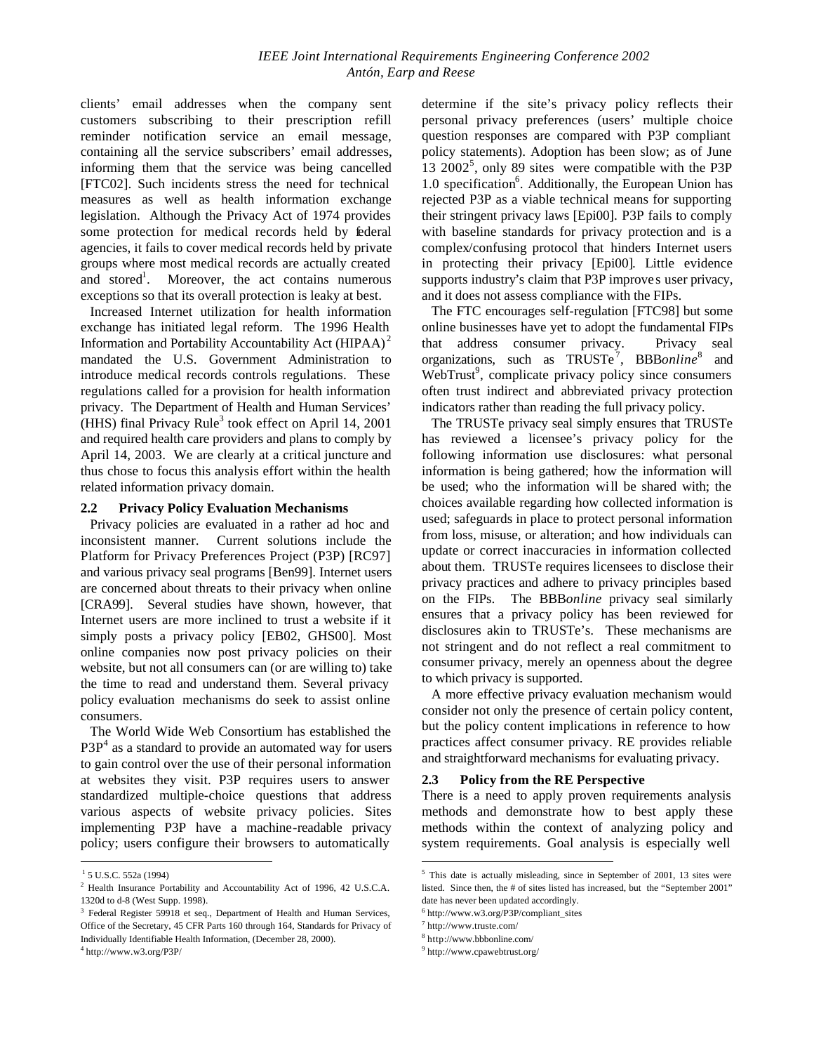clients' email addresses when the company sent customers subscribing to their prescription refill reminder notification service an email message, containing all the service subscribers' email addresses, informing them that the service was being cancelled [FTC02]. Such incidents stress the need for technical measures as well as health information exchange legislation. Although the Privacy Act of 1974 provides some protection for medical records held by federal agencies, it fails to cover medical records held by private groups where most medical records are actually created and stored[1]. Moreover, the act contains numerous exceptions so that its overall protection is leaky at best.

Increased Internet utilization for health information exchange has initiated legal reform. The 1996 Health Information and Portability Accountability Act (HIPAA)[2] mandated the U.S. Government Administration to introduce medical records controls regulations. These regulations called for a provision for health information privacy. The Department of Health and Human Services' (HHS) final Privacy Rule[3] took effect on April 14, 2001 and required health care providers and plans to comply by April 14, 2003. We are clearly at a critical juncture and thus chose to focus this analysis effort within the health related information privacy domain.

### 2.2 Privacy Policy Evaluation Mechanisms

Privacy policies are evaluated in a rather ad hoc and inconsistent manner. Current solutions include the Platform for Privacy Preferences Project (P3P) [RC97] and various privacy seal programs [Ben99]. Internet users are concerned about threats to their privacy when online [CRA99]. Several studies have shown, however, that Internet users are more inclined to trust a website if it simply posts a privacy policy [EB02, GHS00]. Most online companies now post privacy policies on their website, but not all consumers can (or are willing to) take the time to read and understand them. Several privacy policy evaluation mechanisms do seek to assist online consumers.

The World Wide Web Consortium has established the P3P[4] as a standard to provide an automated way for users to gain control over the use of their personal information at websites they visit. P3P requires users to answer standardized multiple-choice questions that address various aspects of website privacy policies. Sites implementing P3P have a machine-readable privacy policy; users configure their browsers to automatically determine if the site's privacy policy reflects their personal privacy preferences (users' multiple choice question responses are compared with P3P compliant policy statements). Adoption has been slow; as of June 13 2002[5], only 89 sites were compatible with the P3P 1.0 specification[6]. Additionally, the European Union has rejected P3P as a viable technical means for supporting their stringent privacy laws [Epi00]. P3P fails to comply with baseline standards for privacy protection and is a complex/confusing protocol that hinders Internet users in protecting their privacy [Epi00]. Little evidence supports industry's claim that P3P improves user privacy, and it does not assess compliance with the FIPs.

The FTC encourages self-regulation [FTC98] but some online businesses have yet to adopt the fundamental FIPs that address consumer privacy. Privacy seal organizations, such as TRUSTe[7], BBB*online*[8] and WebTrust[9], complicate privacy policy since consumers often trust indirect and abbreviated privacy protection indicators rather than reading the full privacy policy.

The TRUSTe privacy seal simply ensures that TRUSTe has reviewed a licensee's privacy policy for the following information use disclosures: what personal information is being gathered; how the information will be used; who the information will be shared with; the choices available regarding how collected information is used; safeguards in place to protect personal information from loss, misuse, or alteration; and how individuals can update or correct inaccuracies in information collected about them. TRUSTe requires licensees to disclose their privacy practices and adhere to privacy principles based on the FIPs. The BBB*online* privacy seal similarly ensures that a privacy policy has been reviewed for disclosures akin to TRUSTe's. These mechanisms are not stringent and do not reflect a real commitment to consumer privacy, merely an openness about the degree to which privacy is supported.

A more effective privacy evaluation mechanism would consider not only the presence of certain policy content, but the policy content implications in reference to how practices affect consumer privacy. RE provides reliable and straightforward mechanisms for evaluating privacy.

### 2.3 Policy from the RE Perspective

There is a need to apply proven requirements analysis methods and demonstrate how to best apply these methods within the context of analyzing policy and system requirements. Goal analysis is especially well

---

[1] 5 U.S.C. 552a (1994)

[2] Health Insurance Portability and Accountability Act of 1996, 42 U.S.C.A. 1320d to d-8 (West Supp. 1998).

[3] Federal Register 59918 et seq., Department of Health and Human Services, Office of the Secretary, 45 CFR Parts 160 through 164, Standards for Privacy of Individually Identifiable Health Information, (December 28, 2000).

[4] http://www.w3.org/P3P/

[5] This date is actually misleading, since in September of 2001, 13 sites were listed. Since then, the # of sites listed has increased, but the "September 2001" date has never been updated accordingly.

[6] http://www.w3.org/P3P/compliant_sites

[7] http://www.truste.com/

[8] http://www.bbbonline.com/

[9] http://www.cpawebtrust.org/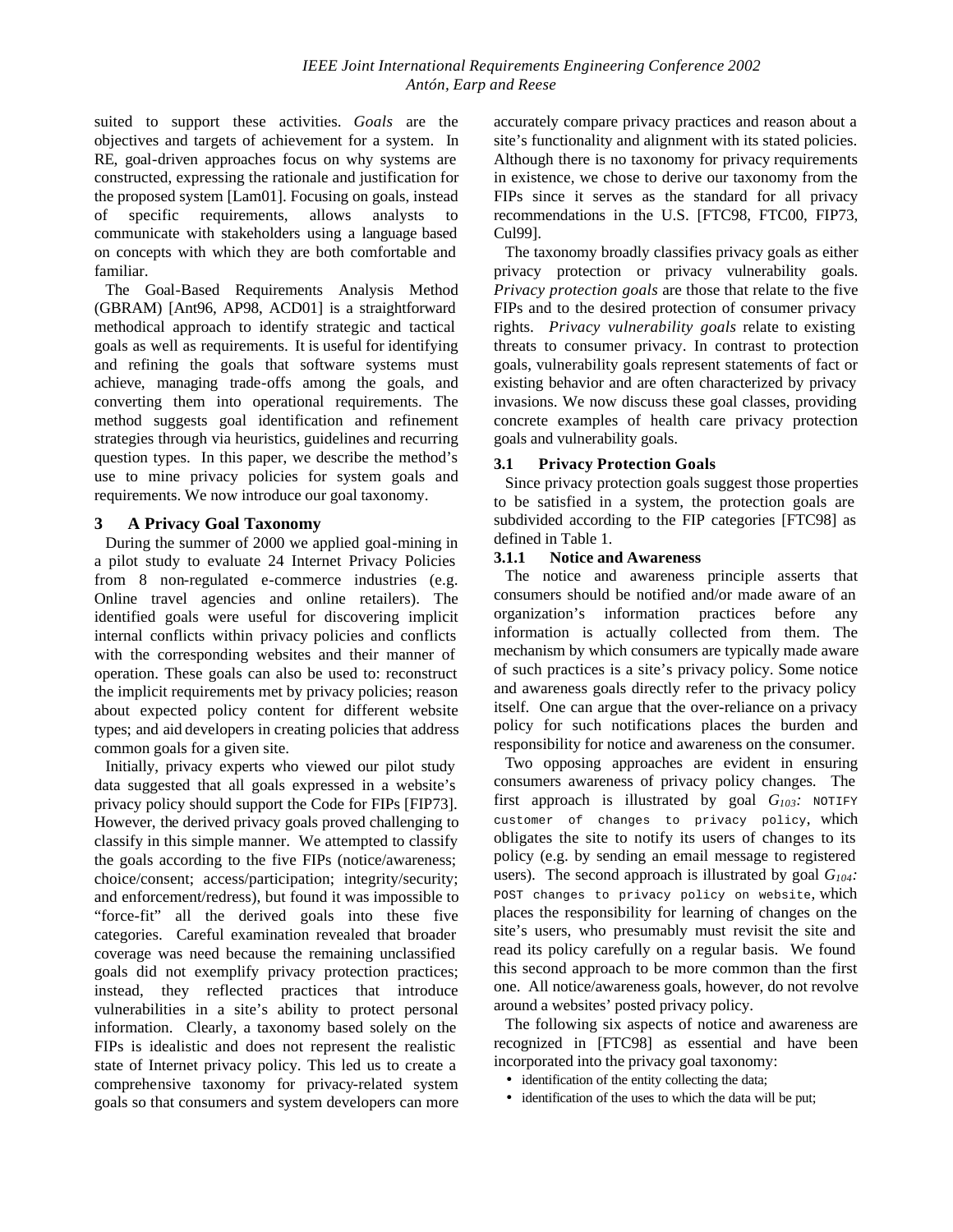suited to support these activities. *Goals* are the objectives and targets of achievement for a system. In RE, goal-driven approaches focus on why systems are constructed, expressing the rationale and justification for the proposed system [Lam01]. Focusing on goals, instead of specific requirements, allows analysts to communicate with stakeholders using a language based on concepts with which they are both comfortable and familiar.

The Goal-Based Requirements Analysis Method (GBRAM) [Ant96, AP98, ACD01] is a straightforward methodical approach to identify strategic and tactical goals as well as requirements. It is useful for identifying and refining the goals that software systems must achieve, managing trade-offs among the goals, and converting them into operational requirements. The method suggests goal identification and refinement strategies through via heuristics, guidelines and recurring question types. In this paper, we describe the method's use to mine privacy policies for system goals and requirements. We now introduce our goal taxonomy.

## 3 A Privacy Goal Taxonomy

During the summer of 2000 we applied goal-mining in a pilot study to evaluate 24 Internet Privacy Policies from 8 non-regulated e-commerce industries (e.g. Online travel agencies and online retailers). The identified goals were useful for discovering implicit internal conflicts within privacy policies and conflicts with the corresponding websites and their manner of operation. These goals can also be used to: reconstruct the implicit requirements met by privacy policies; reason about expected policy content for different website types; and aid developers in creating policies that address common goals for a given site.

Initially, privacy experts who viewed our pilot study data suggested that all goals expressed in a website's privacy policy should support the Code for FIPs [FIP73]. However, the derived privacy goals proved challenging to classify in this simple manner. We attempted to classify the goals according to the five FIPs (notice/awareness; choice/consent; access/participation; integrity/security; and enforcement/redress), but found it was impossible to "force-fit" all the derived goals into these five categories. Careful examination revealed that broader coverage was need because the remaining unclassified goals did not exemplify privacy protection practices; instead, they reflected practices that introduce vulnerabilities in a site's ability to protect personal information. Clearly, a taxonomy based solely on the FIPs is idealistic and does not represent the realistic state of Internet privacy policy. This led us to create a comprehensive taxonomy for privacy-related system goals so that consumers and system developers can more accurately compare privacy practices and reason about a site's functionality and alignment with its stated policies. Although there is no taxonomy for privacy requirements in existence, we chose to derive our taxonomy from the FIPs since it serves as the standard for all privacy recommendations in the U.S. [FTC98, FTC00, FIP73, Cul99].

The taxonomy broadly classifies privacy goals as either privacy protection or privacy vulnerability goals. *Privacy protection goals* are those that relate to the five FIPs and to the desired protection of consumer privacy rights. *Privacy vulnerability goals* relate to existing threats to consumer privacy. In contrast to protection goals, vulnerability goals represent statements of fact or existing behavior and are often characterized by privacy invasions. We now discuss these goal classes, providing concrete examples of health care privacy protection goals and vulnerability goals.

### 3.1 Privacy Protection Goals

Since privacy protection goals suggest those properties to be satisfied in a system, the protection goals are subdivided according to the FIP categories [FTC98] as defined in Table 1.

#### 3.1.1 Notice and Awareness

The notice and awareness principle asserts that consumers should be notified and/or made aware of an organization's information practices before any information is actually collected from them. The mechanism by which consumers are typically made aware of such practices is a site's privacy policy. Some notice and awareness goals directly refer to the privacy policy itself. One can argue that the over-reliance on a privacy policy for such notifications places the burden and responsibility for notice and awareness on the consumer.

Two opposing approaches are evident in ensuring consumers awareness of privacy policy changes. The first approach is illustrated by goal $G_{103}$: `NOTIFY customer of changes to privacy policy`, which obligates the site to notify its users of changes to its policy (e.g. by sending an email message to registered users). The second approach is illustrated by goal $G_{104}$: `POST changes to privacy policy on website`, which places the responsibility for learning of changes on the site's users, who presumably must revisit the site and read its policy carefully on a regular basis. We found this second approach to be more common than the first one. All notice/awareness goals, however, do not revolve around a websites' posted privacy policy.

The following six aspects of notice and awareness are recognized in [FTC98] as essential and have been incorporated into the privacy goal taxonomy:

- identification of the entity collecting the data;
- identification of the uses to which the data will be put;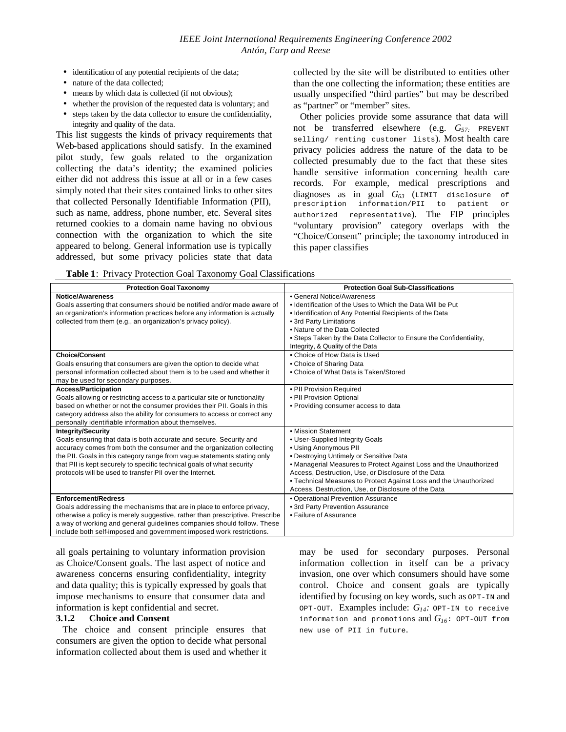- identification of any potential recipients of the data;
- nature of the data collected;
- means by which data is collected (if not obvious);
- whether the provision of the requested data is voluntary; and
- steps taken by the data collector to ensure the confidentiality, integrity and quality of the data.

This list suggests the kinds of privacy requirements that Web-based applications should satisfy. In the examined pilot study, few goals related to the organization collecting the data's identity; the examined policies either did not address this issue at all or in a few cases simply noted that their sites contained links to other sites that collected Personally Identifiable Information (PII), such as name, address, phone number, etc. Several sites returned cookies to a domain name having no obvious connection with the organization to which the site appeared to belong. General information use is typically addressed, but some privacy policies state that data collected by the site will be distributed to entities other than the one collecting the information; these entities are usually unspecified "third parties" but may be described as "partner" or "member" sites.

Other policies provide some assurance that data will not be transferred elsewhere (e.g. $G_{57}$: `PREVENT selling/ renting customer lists`). Most health care privacy policies address the nature of the data to be collected presumably due to the fact that these sites handle sensitive information concerning health care records. For example, medical prescriptions and diagnoses as in goal $G_{63}$ (`LIMIT disclosure of prescription information/PII to patient or authorized representative`). The FIP principles "voluntary provision" category overlaps with the "Choice/Consent" principle; the taxonomy introduced in this paper classifies

**Table 1**: Privacy Protection Goal Taxonomy Goal Classifications

| Protection Goal Taxonomy | Protection Goal Sub-Classifications |
|---|---|
| **Notice/Awareness**<br>Goals asserting that consumers should be notified and/or made aware of an organization's information practices before any information is actually collected from them (e.g., an organization's privacy policy). | • General Notice/Awareness<br>• Identification of the Uses to Which the Data Will be Put<br>• Identification of Any Potential Recipients of the Data<br>• 3rd Party Limitations<br>• Nature of the Data Collected<br>• Steps Taken by the Data Collector to Ensure the Confidentiality, Integrity, & Quality of the Data |
| **Choice/Consent**<br>Goals ensuring that consumers are given the option to decide what personal information collected about them is to be used and whether it may be used for secondary purposes. | • Choice of How Data is Used<br>• Choice of Sharing Data<br>• Choice of What Data is Taken/Stored |
| **Access/Participation**<br>Goals allowing or restricting access to a particular site or functionality based on whether or not the consumer provides their PII. Goals in this category address also the ability for consumers to access or correct any personally identifiable information about themselves. | • PII Provision Required<br>• PII Provision Optional<br>• Providing consumer access to data |
| **Integrity/Security**<br>Goals ensuring that data is both accurate and secure. Security and accuracy comes from both the consumer and the organization collecting the PII. Goals in this category range from vague statements stating only that PII is kept securely to specific technical goals of what security protocols will be used to transfer PII over the Internet. | • Mission Statement<br>• User-Supplied Integrity Goals<br>• Using Anonymous PII<br>• Destroying Untimely or Sensitive Data<br>• Managerial Measures to Protect Against Loss and the Unauthorized Access, Destruction, Use, or Disclosure of the Data<br>• Technical Measures to Protect Against Loss and the Unauthorized Access, Destruction, Use, or Disclosure of the Data |
| **Enforcement/Redress**<br>Goals addressing the mechanisms that are in place to enforce privacy, otherwise a policy is merely suggestive, rather than prescriptive. Prescribe a way of working and general guidelines companies should follow. These include both self-imposed and government imposed work restrictions. | • Operational Prevention Assurance<br>• 3rd Party Prevention Assurance<br>• Failure of Assurance |

all goals pertaining to voluntary information provision as Choice/Consent goals. The last aspect of notice and awareness concerns ensuring confidentiality, integrity and data quality; this is typically expressed by goals that impose mechanisms to ensure that consumer data and information is kept confidential and secret.

### 3.1.2 Choice and Consent

The choice and consent principle ensures that consumers are given the option to decide what personal information collected about them is used and whether it may be used for secondary purposes. Personal information collection in itself can be a privacy invasion, one over which consumers should have some control. Choice and consent goals are typically identified by focusing on key words, such as `OPT-IN` and `OPT-OUT`. Examples include: $G_{14}$: `OPT-IN to receive information and promotions` and $G_{16}$: `OPT-OUT from new use of PII in future`.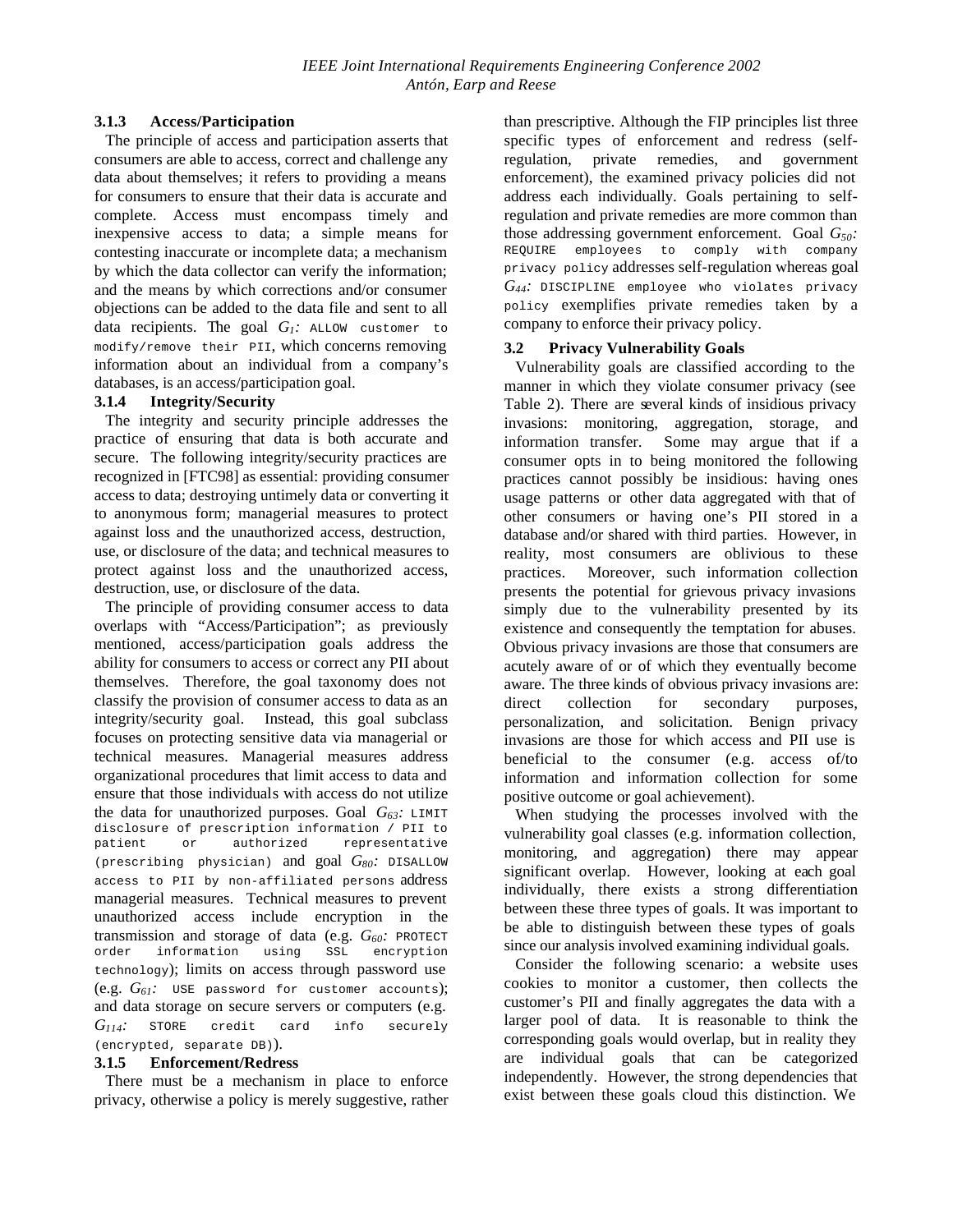### 3.1.3 Access/Participation

The principle of access and participation asserts that consumers are able to access, correct and challenge any data about themselves; it refers to providing a means for consumers to ensure that their data is accurate and complete. Access must encompass timely and inexpensive access to data; a simple means for contesting inaccurate or incomplete data; a mechanism by which the data collector can verify the information; and the means by which corrections and/or consumer objections can be added to the data file and sent to all data recipients. The goal $G_1$: `ALLOW customer to modify/remove their PII`, which concerns removing information about an individual from a company's databases, is an access/participation goal.

### 3.1.4 Integrity/Security

The integrity and security principle addresses the practice of ensuring that data is both accurate and secure. The following integrity/security practices are recognized in [FTC98] as essential: providing consumer access to data; destroying untimely data or converting it to anonymous form; managerial measures to protect against loss and the unauthorized access, destruction, use, or disclosure of the data; and technical measures to protect against loss and the unauthorized access, destruction, use, or disclosure of the data.

The principle of providing consumer access to data overlaps with "Access/Participation"; as previously mentioned, access/participation goals address the ability for consumers to access or correct any PII about themselves. Therefore, the goal taxonomy does not classify the provision of consumer access to data as an integrity/security goal. Instead, this goal subclass focuses on protecting sensitive data via managerial or technical measures. Managerial measures address organizational procedures that limit access to data and ensure that those individuals with access do not utilize the data for unauthorized purposes. Goal $G_{63}$: `LIMIT disclosure of prescription information / PII to patient or authorized representative (prescribing physician)` and goal $G_{80}$: `DISALLOW access to PII by non-affiliated persons` address managerial measures. Technical measures to prevent unauthorized access include encryption in the transmission and storage of data (e.g. $G_{60}$: `PROTECT order information using SSL encryption technology`); limits on access through password use (e.g. $G_{61}$: `USE password for customer accounts`); and data storage on secure servers or computers (e.g. $G_{114}$: `STORE credit card info securely (encrypted, separate DB)`).

### 3.1.5 Enforcement/Redress

There must be a mechanism in place to enforce privacy, otherwise a policy is merely suggestive, rather than prescriptive. Although the FIP principles list three specific types of enforcement and redress (self-regulation, private remedies, and government enforcement), the examined privacy policies did not address each individually. Goals pertaining to self-regulation and private remedies are more common than those addressing government enforcement. Goal $G_{50}$: `REQUIRE employees to comply with company privacy policy` addresses self-regulation whereas goal $G_{44}$: `DISCIPLINE employee who violates privacy policy` exemplifies private remedies taken by a company to enforce their privacy policy.

## 3.2 Privacy Vulnerability Goals

Vulnerability goals are classified according to the manner in which they violate consumer privacy (see Table 2). There are several kinds of insidious privacy invasions: monitoring, aggregation, storage, and information transfer. Some may argue that if a consumer opts in to being monitored the following practices cannot possibly be insidious: having ones usage patterns or other data aggregated with that of other consumers or having one's PII stored in a database and/or shared with third parties. However, in reality, most consumers are oblivious to these practices. Moreover, such information collection presents the potential for grievous privacy invasions simply due to the vulnerability presented by its existence and consequently the temptation for abuses. Obvious privacy invasions are those that consumers are acutely aware of or of which they eventually become aware. The three kinds of obvious privacy invasions are: direct collection for secondary purposes, personalization, and solicitation. Benign privacy invasions are those for which access and PII use is beneficial to the consumer (e.g. access of/to information and information collection for some positive outcome or goal achievement).

When studying the processes involved with the vulnerability goal classes (e.g. information collection, monitoring, and aggregation) there may appear significant overlap. However, looking at each goal individually, there exists a strong differentiation between these three types of goals. It was important to be able to distinguish between these types of goals since our analysis involved examining individual goals.

Consider the following scenario: a website uses cookies to monitor a customer, then collects the customer's PII and finally aggregates the data with a larger pool of data. It is reasonable to think the corresponding goals would overlap, but in reality they are individual goals that can be categorized independently. However, the strong dependencies that exist between these goals cloud this distinction. We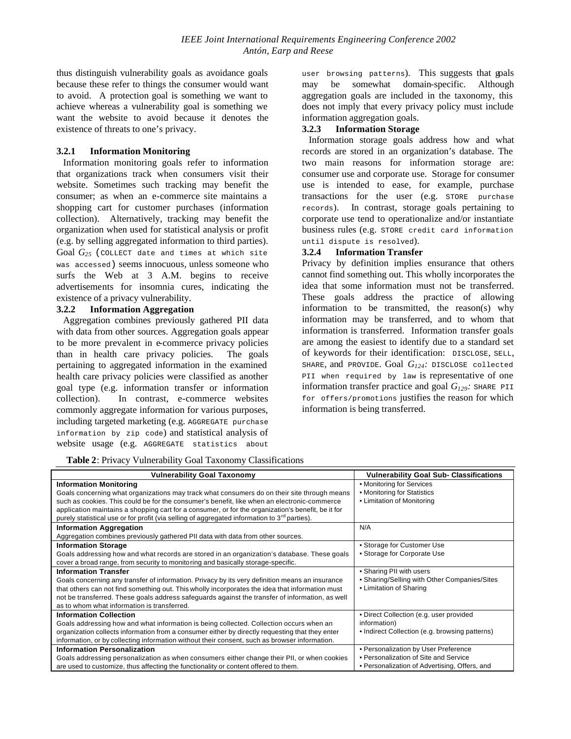thus distinguish vulnerability goals as avoidance goals because these refer to things the consumer would want to avoid. A protection goal is something we want to achieve whereas a vulnerability goal is something we want the website to avoid because it denotes the existence of threats to one's privacy.

### 3.2.1 Information Monitoring

Information monitoring goals refer to information that organizations track when consumers visit their website. Sometimes such tracking may benefit the consumer; as when an e-commerce site maintains a shopping cart for customer purchases (information collection). Alternatively, tracking may benefit the organization when used for statistical analysis or profit (e.g. by selling aggregated information to third parties). Goal $G_{25}$ (COLLECT date and times at which site was accessed) seems innocuous, unless someone who surfs the Web at 3 A.M. begins to receive advertisements for insomnia cures, indicating the existence of a privacy vulnerability.

### 3.2.2 Information Aggregation

Aggregation combines previously gathered PII data with data from other sources. Aggregation goals appear to be more prevalent in e-commerce privacy policies than in health care privacy policies. The goals pertaining to aggregated information in the examined health care privacy policies were classified as another goal type (e.g. information transfer or information collection). In contrast, e-commerce websites commonly aggregate information for various purposes, including targeted marketing (e.g. AGGREGATE purchase information by zip code) and statistical analysis of website usage (e.g. AGGREGATE statistics about user browsing patterns). This suggests that goals may be somewhat domain-specific. Although aggregation goals are included in the taxonomy, this does not imply that every privacy policy must include information aggregation goals.

### 3.2.3 Information Storage

Information storage goals address how and what records are stored in an organization's database. The two main reasons for information storage are: consumer use and corporate use. Storage for consumer use is intended to ease, for example, purchase transactions for the user (e.g. STORE purchase records). In contrast, storage goals pertaining to corporate use tend to operationalize and/or instantiate business rules (e.g. STORE credit card information until dispute is resolved).

### 3.2.4 Information Transfer

Privacy by definition implies ensurance that others cannot find something out. This wholly incorporates the idea that some information must not be transferred. These goals address the practice of allowing information to be transmitted, the reason(s) why information may be transferred, and to whom that information is transferred. Information transfer goals are among the easiest to identify due to a standard set of keywords for their identification: DISCLOSE, SELL, SHARE, and PROVIDE. Goal $G_{124}$: DISCLOSE collected PII when required by law is representative of one information transfer practice and goal $G_{129}$: SHARE PII for offers/promotions justifies the reason for which information is being transferred.

**Table 2**: Privacy Vulnerability Goal Taxonomy Classifications

| Vulnerability Goal Taxonomy | Vulnerability Goal Sub- Classifications |
|---|---|
| **Information Monitoring**<br>Goals concerning what organizations may track what consumers do on their site through means such as cookies. This could be for the consumer's benefit, like when an electronic-commerce application maintains a shopping cart for a consumer, or for the organization's benefit, be it for purely statistical use or for profit (via selling of aggregated information to 3rd parties). | • Monitoring for Services<br>• Monitoring for Statistics<br>• Limitation of Monitoring |
| **Information Aggregation**<br>Aggregation combines previously gathered PII data with data from other sources. | N/A |
| **Information Storage**<br>Goals addressing how and what records are stored in an organization's database. These goals cover a broad range, from security to monitoring and basically storage-specific. | • Storage for Customer Use<br>• Storage for Corporate Use |
| **Information Transfer**<br>Goals concerning any transfer of information. Privacy by its very definition means an insurance that others can not find something out. This wholly incorporates the idea that information must not be transferred. These goals address safeguards against the transfer of information, as well as to whom what information is transferred. | • Sharing PII with users<br>• Sharing/Selling with Other Companies/Sites<br>• Limitation of Sharing |
| **Information Collection**<br>Goals addressing how and what information is being collected. Collection occurs when an organization collects information from a consumer either by directly requesting that they enter information, or by collecting information without their consent, such as browser information. | • Direct Collection (e.g. user provided information)<br>• Indirect Collection (e.g. browsing patterns) |
| **Information Personalization**<br>Goals addressing personalization as when consumers either change their PII, or when cookies are used to customize, thus affecting the functionality or content offered to them. | • Personalization by User Preference<br>• Personalization of Site and Service<br>• Personalization of Advertising, Offers, and |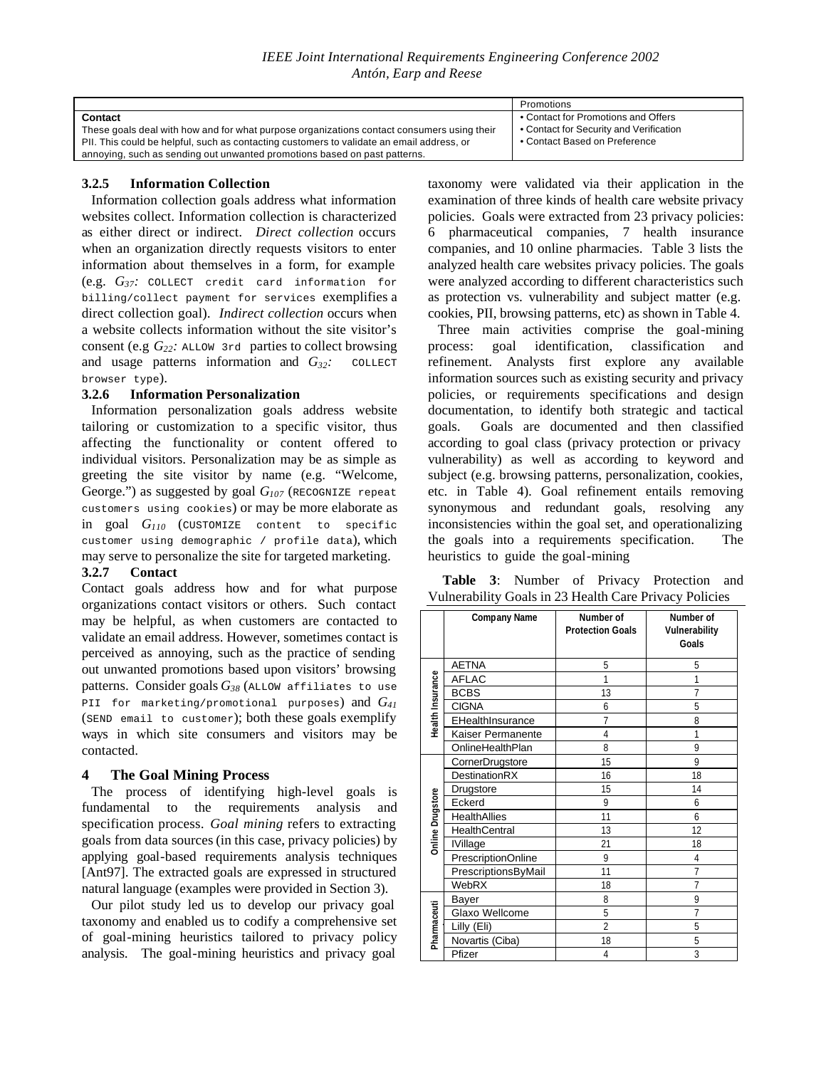| | Promotions |
|---|---|
| **Contact**<br>These goals deal with how and for what purpose organizations contact consumers using their PII. This could be helpful, such as contacting customers to validate an email address, or annoying, such as sending out unwanted promotions based on past patterns. | • Contact for Promotions and Offers<br>• Contact for Security and Verification<br>• Contact Based on Preference |

### 3.2.5 Information Collection

Information collection goals address what information websites collect. Information collection is characterized as either direct or indirect. *Direct collection* occurs when an organization directly requests visitors to enter information about themselves in a form, for example (e.g. $G_{37}$: `COLLECT credit card information for billing/collect payment for services` exemplifies a direct collection goal). *Indirect collection* occurs when a website collects information without the site visitor's consent (e.g $G_{22}$: `ALLOW 3rd parties to collect browsing and usage patterns information` and $G_{32}$: `COLLECT browser type`).

### 3.2.6 Information Personalization

Information personalization goals address website tailoring or customization to a specific visitor, thus affecting the functionality or content offered to individual visitors. Personalization may be as simple as greeting the site visitor by name (e.g. "Welcome, George.") as suggested by goal $G_{107}$ (`RECOGNIZE repeat customers using cookies`) or may be more elaborate as in goal $G_{110}$ (`CUSTOMIZE content to specific customer using demographic / profile data`), which may serve to personalize the site for targeted marketing.

### 3.2.7 Contact

Contact goals address how and for what purpose organizations contact visitors or others. Such contact may be helpful, as when customers are contacted to validate an email address. However, sometimes contact is perceived as annoying, such as the practice of sending out unwanted promotions based upon visitors' browsing patterns. Consider goals $G_{38}$ (`ALLOW affiliates to use PII for marketing/promotional purposes`) and $G_{41}$ (`SEND email to customer`); both these goals exemplify ways in which site consumers and visitors may be contacted.

## 4 The Goal Mining Process

The process of identifying high-level goals is fundamental to the requirements analysis and specification process. *Goal mining* refers to extracting goals from data sources (in this case, privacy policies) by applying goal-based requirements analysis techniques [Ant97]. The extracted goals are expressed in structured natural language (examples were provided in Section 3).

Our pilot study led us to develop our privacy goal taxonomy and enabled us to codify a comprehensive set of goal-mining heuristics tailored to privacy policy analysis. The goal-mining heuristics and privacy goal taxonomy were validated via their application in the examination of three kinds of health care website privacy policies. Goals were extracted from 23 privacy policies: 6 pharmaceutical companies, 7 health insurance companies, and 10 online pharmacies. Table 3 lists the analyzed health care websites privacy policies. The goals were analyzed according to different characteristics such as protection vs. vulnerability and subject matter (e.g. cookies, PII, browsing patterns, etc) as shown in Table 4.

Three main activities comprise the goal-mining process: goal identification, classification and refinement. Analysts first explore any available information sources such as existing security and privacy policies, or requirements specifications and design documentation, to identify both strategic and tactical goals. Goals are documented and then classified according to goal class (privacy protection or privacy vulnerability) as well as according to keyword and subject (e.g. browsing patterns, personalization, cookies, etc. in Table 4). Goal refinement entails removing synonymous and redundant goals, resolving any inconsistencies within the goal set, and operationalizing the goals into a requirements specification. The heuristics to guide the goal-mining

**Table 3**: Number of Privacy Protection and Vulnerability Goals in 23 Health Care Privacy Policies

| | Company Name | Number of Protection Goals | Number of Vulnerability Goals |
|---|---|---|---|
| Health Insurance | AETNA | 5 | 5 |
| | AFLAC | 1 | 1 |
| | BCBS | 13 | 7 |
| | CIGNA | 6 | 5 |
| | EHealthInsurance | 7 | 8 |
| | Kaiser Permanente | 4 | 1 |
| | OnlineHealthPlan | 8 | 9 |
| Online Drugstore | CornerDrugstore | 15 | 9 |
| | DestinationRX | 16 | 18 |
| | Drugstore | 15 | 14 |
| | Eckerd | 9 | 6 |
| | HealthAllies | 11 | 6 |
| | HealthCentral | 13 | 12 |
| | IVillage | 21 | 18 |
| | PrescriptionOnline | 9 | 4 |
| | PrescriptionsByMail | 11 | 7 |
| | WebRX | 18 | 7 |
| Pharmaceuti | Bayer | 8 | 9 |
| | Glaxo Wellcome | 5 | 7 |
| | Lilly (Eli) | 2 | 5 |
| | Novartis (Ciba) | 18 | 5 |
| | Pfizer | 4 | 3 |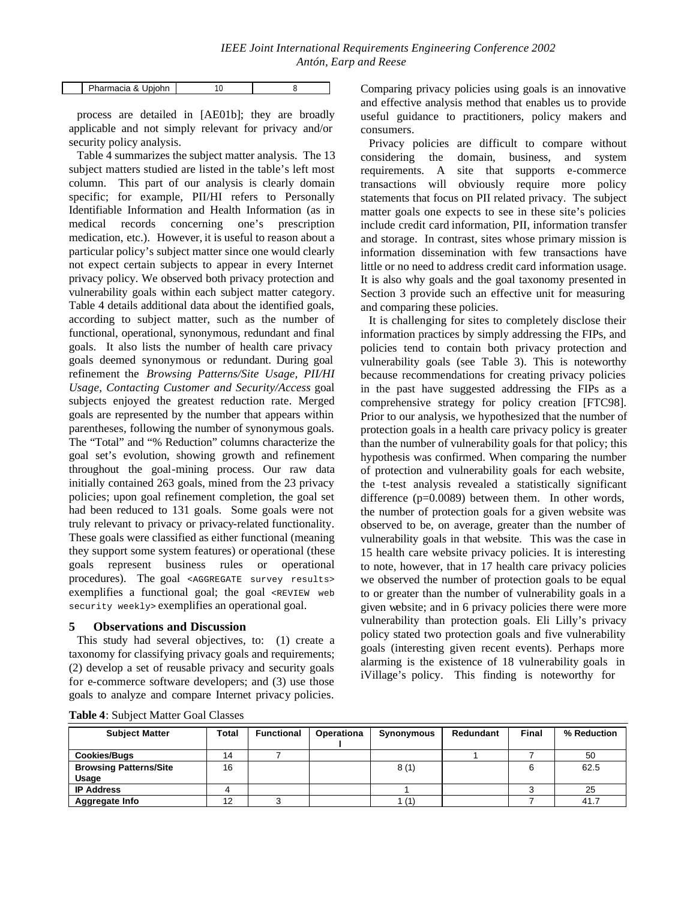| | | | |
|---|---|---|---|
| | Pharmacia & Upjohn | 10 | 8 |

process are detailed in [AE01b]; they are broadly applicable and not simply relevant for privacy and/or security policy analysis.

Table 4 summarizes the subject matter analysis. The 13 subject matters studied are listed in the table's left most column. This part of our analysis is clearly domain specific; for example, PII/HI refers to Personally Identifiable Information and Health Information (as in medical records concerning one's prescription medication, etc.). However, it is useful to reason about a particular policy's subject matter since one would clearly not expect certain subjects to appear in every Internet privacy policy. We observed both privacy protection and vulnerability goals within each subject matter category. Table 4 details additional data about the identified goals, according to subject matter, such as the number of functional, operational, synonymous, redundant and final goals. It also lists the number of health care privacy goals deemed synonymous or redundant. During goal refinement the *Browsing Patterns/Site Usage, PII/HI Usage, Contacting Customer and Security/Access* goal subjects enjoyed the greatest reduction rate. Merged goals are represented by the number that appears within parentheses, following the number of synonymous goals. The "Total" and "% Reduction" columns characterize the goal set's evolution, showing growth and refinement throughout the goal-mining process. Our raw data initially contained 263 goals, mined from the 23 privacy policies; upon goal refinement completion, the goal set had been reduced to 131 goals. Some goals were not truly relevant to privacy or privacy-related functionality. These goals were classified as either functional (meaning they support some system features) or operational (these goals represent business rules or operational procedures). The goal `<AGGREGATE survey results>` exemplifies a functional goal; the goal `<REVIEW web security weekly>` exemplifies an operational goal.

## 5 Observations and Discussion

This study had several objectives, to: (1) create a taxonomy for classifying privacy goals and requirements; (2) develop a set of reusable privacy and security goals for e-commerce software developers; and (3) use those goals to analyze and compare Internet privacy policies. Comparing privacy policies using goals is an innovative and effective analysis method that enables us to provide useful guidance to practitioners, policy makers and consumers.

Privacy policies are difficult to compare without considering the domain, business, and system requirements. A site that supports e-commerce transactions will obviously require more policy statements that focus on PII related privacy. The subject matter goals one expects to see in these site's policies include credit card information, PII, information transfer and storage. In contrast, sites whose primary mission is information dissemination with few transactions have little or no need to address credit card information usage. It is also why goals and the goal taxonomy presented in Section 3 provide such an effective unit for measuring and comparing these policies.

It is challenging for sites to completely disclose their information practices by simply addressing the FIPs, and policies tend to contain both privacy protection and vulnerability goals (see Table 3). This is noteworthy because recommendations for creating privacy policies in the past have suggested addressing the FIPs as a comprehensive strategy for policy creation [FTC98]. Prior to our analysis, we hypothesized that the number of protection goals in a health care privacy policy is greater than the number of vulnerability goals for that policy; this hypothesis was confirmed. When comparing the number of protection and vulnerability goals for each website, the t-test analysis revealed a statistically significant difference ($p=0.0089$) between them. In other words, the number of protection goals for a given website was observed to be, on average, greater than the number of vulnerability goals in that website. This was the case in 15 health care website privacy policies. It is interesting to note, however, that in 17 health care privacy policies we observed the number of protection goals to be equal to or greater than the number of vulnerability goals in a given website; and in 6 privacy policies there were more vulnerability than protection goals. Eli Lilly's privacy policy stated two protection goals and five vulnerability goals (interesting given recent events). Perhaps more alarming is the existence of 18 vulnerability goals in iVillage's policy. This finding is noteworthy for

**Table 4**: Subject Matter Goal Classes

| Subject Matter | Total | Functional | Operational | Synonymous | Redundant | Final | % Reduction |
|---|---|---|---|---|---|---|---|
| **Cookies/Bugs** | 14 | 7 | | | 1 | 7 | 50 |
| **Browsing Patterns/Site Usage** | 16 | | | 8 (1) | | 6 | 62.5 |
| **IP Address** | 4 | | | 1 | | 3 | 25 |
| **Aggregate Info** | 12 | 3 | | 1 (1) | | 7 | 41.7 |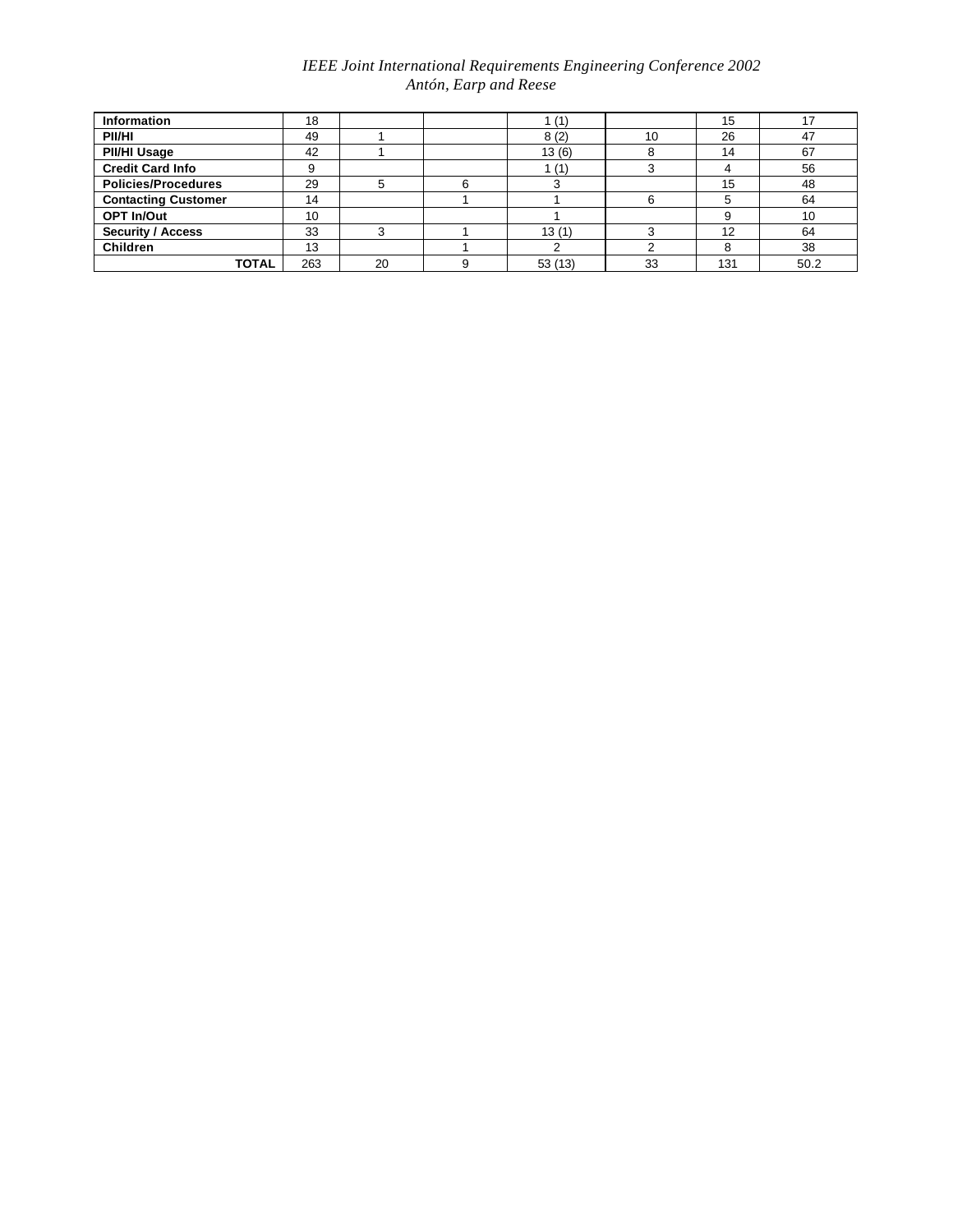| | | | | | | | |
|---|---|---|---|---|---|---|---|
| **Information** | 18 | | | 1 (1) | | 15 | 17 |
| **PII/HI** | 49 | 1 | | 8 (2) | 10 | 26 | 47 |
| **PII/HI Usage** | 42 | 1 | | 13 (6) | 8 | 14 | 67 |
| **Credit Card Info** | 9 | | | 1 (1) | 3 | 4 | 56 |
| **Policies/Procedures** | 29 | 5 | 6 | 3 | | 15 | 48 |
| **Contacting Customer** | 14 | | 1 | 1 | 6 | 5 | 64 |
| **OPT In/Out** | 10 | | | 1 | | 9 | 10 |
| **Security / Access** | 33 | 3 | 1 | 13 (1) | 3 | 12 | 64 |
| **Children** | 13 | | 1 | 2 | 2 | 8 | 38 |
| **TOTAL** | 263 | 20 | 9 | 53 (13) | 33 | 131 | 50.2 |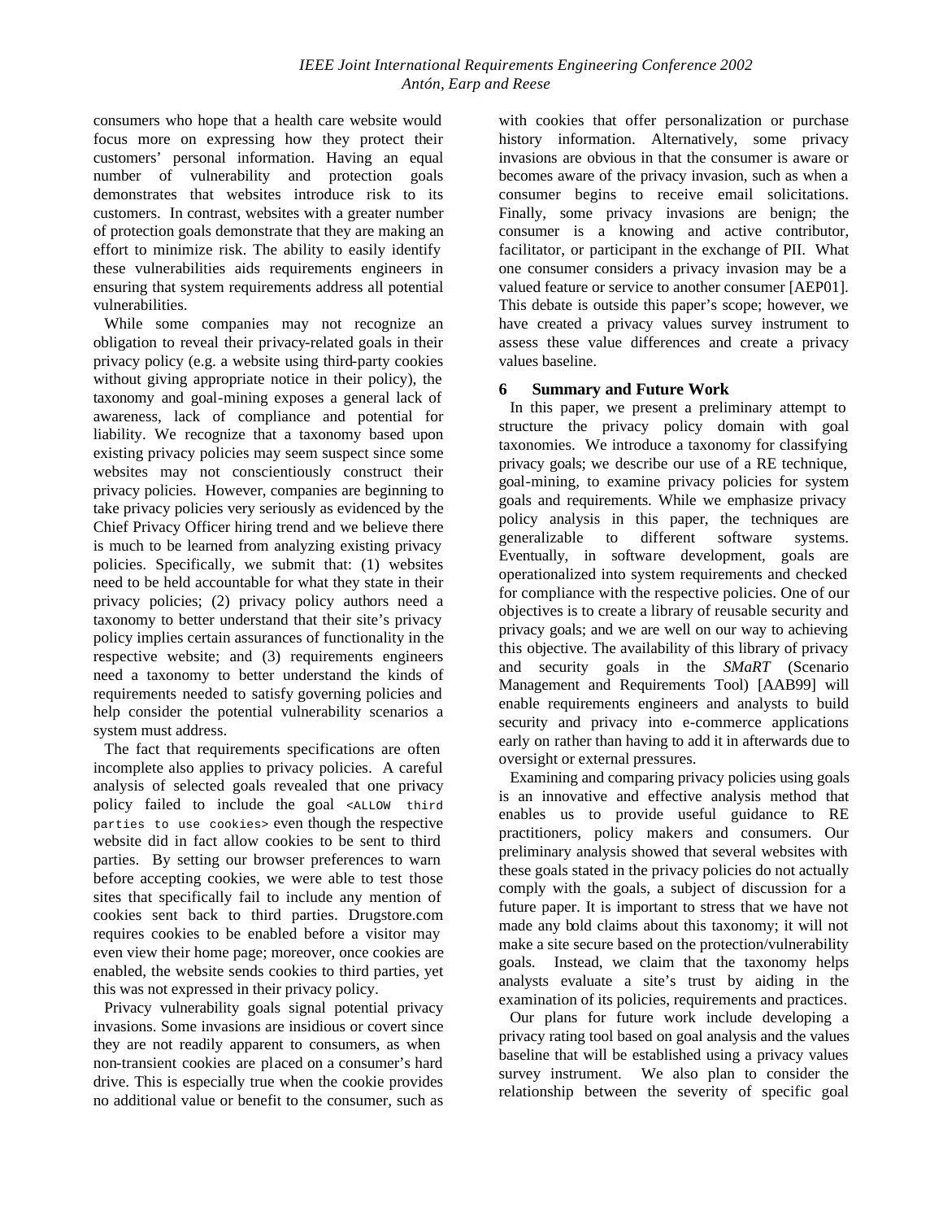consumers who hope that a health care website would focus more on expressing how they protect their customers' personal information. Having an equal number of vulnerability and protection goals demonstrates that websites introduce risk to its customers. In contrast, websites with a greater number of protection goals demonstrate that they are making an effort to minimize risk. The ability to easily identify these vulnerabilities aids requirements engineers in ensuring that system requirements address all potential vulnerabilities.

While some companies may not recognize an obligation to reveal their privacy-related goals in their privacy policy (e.g. a website using third-party cookies without giving appropriate notice in their policy), the taxonomy and goal-mining exposes a general lack of awareness, lack of compliance and potential for liability. We recognize that a taxonomy based upon existing privacy policies may seem suspect since some websites may not conscientiously construct their privacy policies. However, companies are beginning to take privacy policies very seriously as evidenced by the Chief Privacy Officer hiring trend and we believe there is much to be learned from analyzing existing privacy policies. Specifically, we submit that: (1) websites need to be held accountable for what they state in their privacy policies; (2) privacy policy authors need a taxonomy to better understand that their site's privacy policy implies certain assurances of functionality in the respective website; and (3) requirements engineers need a taxonomy to better understand the kinds of requirements needed to satisfy governing policies and help consider the potential vulnerability scenarios a system must address.

The fact that requirements specifications are often incomplete also applies to privacy policies. A careful analysis of selected goals revealed that one privacy policy failed to include the goal `<ALLOW third parties to use cookies>` even though the respective website did in fact allow cookies to be sent to third parties. By setting our browser preferences to warn before accepting cookies, we were able to test those sites that specifically fail to include any mention of cookies sent back to third parties. Drugstore.com requires cookies to be enabled before a visitor may even view their home page; moreover, once cookies are enabled, the website sends cookies to third parties, yet this was not expressed in their privacy policy.

Privacy vulnerability goals signal potential privacy invasions. Some invasions are insidious or covert since they are not readily apparent to consumers, as when non-transient cookies are placed on a consumer's hard drive. This is especially true when the cookie provides no additional value or benefit to the consumer, such as with cookies that offer personalization or purchase history information. Alternatively, some privacy invasions are obvious in that the consumer is aware or becomes aware of the privacy invasion, such as when a consumer begins to receive email solicitations. Finally, some privacy invasions are benign; the consumer is a knowing and active contributor, facilitator, or participant in the exchange of PII. What one consumer considers a privacy invasion may be a valued feature or service to another consumer [AEP01]. This debate is outside this paper's scope; however, we have created a privacy values survey instrument to assess these value differences and create a privacy values baseline.

## 6 Summary and Future Work

In this paper, we present a preliminary attempt to structure the privacy policy domain with goal taxonomies. We introduce a taxonomy for classifying privacy goals; we describe our use of a RE technique, goal-mining, to examine privacy policies for system goals and requirements. While we emphasize privacy policy analysis in this paper, the techniques are generalizable to different software systems. Eventually, in software development, goals are operationalized into system requirements and checked for compliance with the respective policies. One of our objectives is to create a library of reusable security and privacy goals; and we are well on our way to achieving this objective. The availability of this library of privacy and security goals in the *SMaRT* (Scenario Management and Requirements Tool) [AAB99] will enable requirements engineers and analysts to build security and privacy into e-commerce applications early on rather than having to add it in afterwards due to oversight or external pressures.

Examining and comparing privacy policies using goals is an innovative and effective analysis method that enables us to provide useful guidance to RE practitioners, policy makers and consumers. Our preliminary analysis showed that several websites with these goals stated in the privacy policies do not actually comply with the goals, a subject of discussion for a future paper. It is important to stress that we have not made any bold claims about this taxonomy; it will not make a site secure based on the protection/vulnerability goals. Instead, we claim that the taxonomy helps analysts evaluate a site's trust by aiding in the examination of its policies, requirements and practices.

Our plans for future work include developing a privacy rating tool based on goal analysis and the values baseline that will be established using a privacy values survey instrument. We also plan to consider the relationship between the severity of specific goal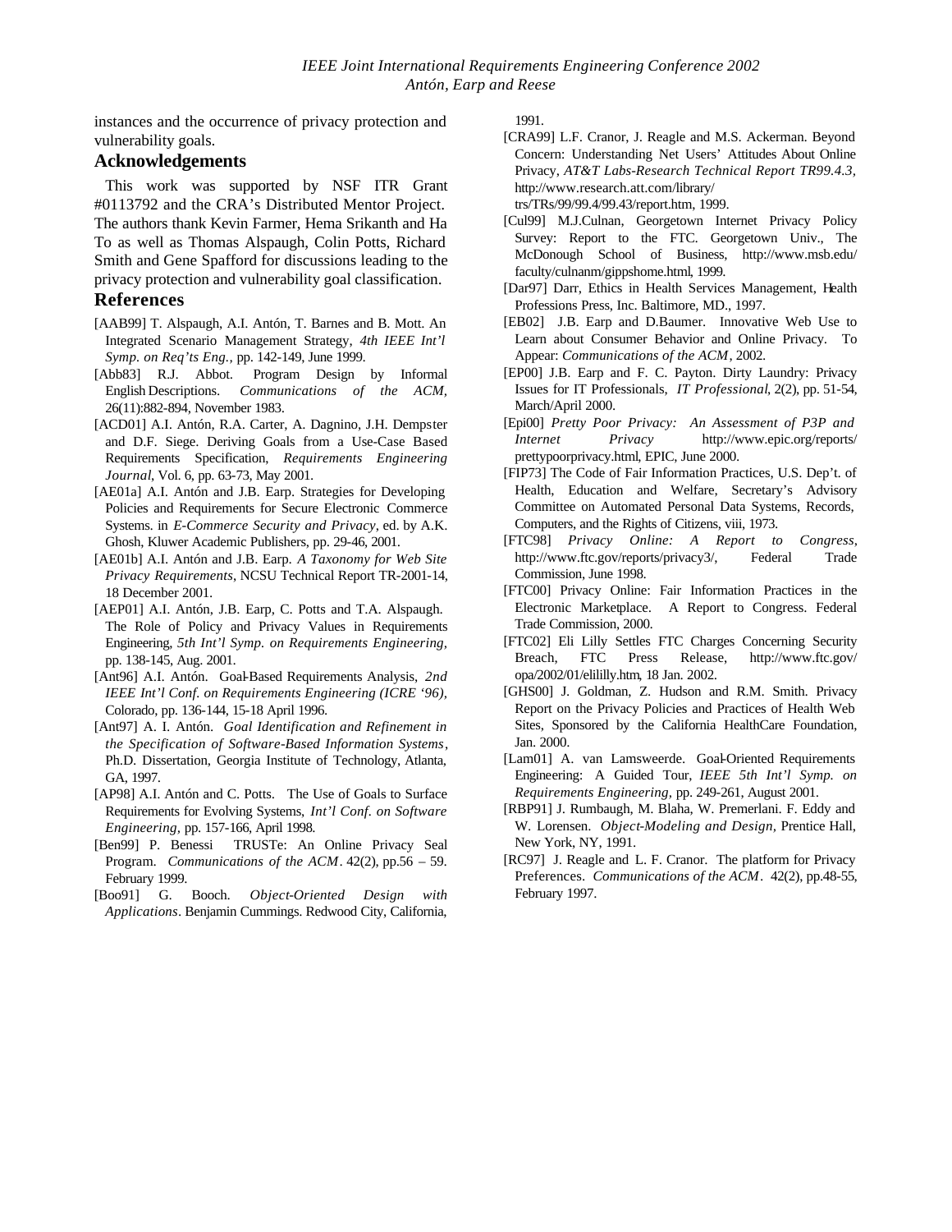instances and the occurrence of privacy protection and vulnerability goals.

## Acknowledgements

This work was supported by NSF ITR Grant #0113792 and the CRA's Distributed Mentor Project. The authors thank Kevin Farmer, Hema Srikanth and Ha To as well as Thomas Alspaugh, Colin Potts, Richard Smith and Gene Spafford for discussions leading to the privacy protection and vulnerability goal classification.

## References

[AAB99] T. Alspaugh, A.I. Antón, T. Barnes and B. Mott. An Integrated Scenario Management Strategy, *4th IEEE Int'l Symp. on Req'ts Eng.,* pp. 142-149, June 1999.

[Abb83] R.J. Abbot. Program Design by Informal English Descriptions. *Communications of the ACM,* 26(11):882-894, November 1983.

[ACD01] A.I. Antón, R.A. Carter, A. Dagnino, J.H. Dempster and D.F. Siege. Deriving Goals from a Use-Case Based Requirements Specification, *Requirements Engineering Journal*, Vol. 6, pp. 63-73, May 2001.

[AE01a] A.I. Antón and J.B. Earp. Strategies for Developing Policies and Requirements for Secure Electronic Commerce Systems. in *E-Commerce Security and Privacy*, ed. by A.K. Ghosh, Kluwer Academic Publishers, pp. 29-46, 2001.

[AE01b] A.I. Antón and J.B. Earp. *A Taxonomy for Web Site Privacy Requirements*, NCSU Technical Report TR-2001-14, 18 December 2001.

[AEP01] A.I. Antón, J.B. Earp, C. Potts and T.A. Alspaugh. The Role of Policy and Privacy Values in Requirements Engineering, *5th Int'l Symp. on Requirements Engineering,* pp. 138-145, Aug. 2001.

[Ant96] A.I. Antón. Goal-Based Requirements Analysis, *2nd IEEE Int'l Conf. on Requirements Engineering (ICRE '96),* Colorado, pp. 136-144, 15-18 April 1996.

[Ant97] A. I. Antón. *Goal Identification and Refinement in the Specification of Software-Based Information Systems*, Ph.D. Dissertation, Georgia Institute of Technology, Atlanta, GA, 1997.

[AP98] A.I. Antón and C. Potts. The Use of Goals to Surface Requirements for Evolving Systems, *Int'l Conf. on Software Engineering,* pp. 157-166, April 1998.

[Ben99] P. Benessi TRUSTe: An Online Privacy Seal Program. *Communications of the ACM*. 42(2), pp.56 – 59. February 1999.

[Boo91] G. Booch. *Object-Oriented Design with Applications*. Benjamin Cummings. Redwood City, California, 1991.

[CRA99] L.F. Cranor, J. Reagle and M.S. Ackerman. Beyond Concern: Understanding Net Users' Attitudes About Online Privacy, *AT&T Labs-Research Technical Report TR99.4.3,* http://www.research.att.com/library/trs/TRs/99/99.4/99.43/report.htm, 1999.

[Cul99] M.J.Culnan, Georgetown Internet Privacy Policy Survey: Report to the FTC. Georgetown Univ., The McDonough School of Business, http://www.msb.edu/faculty/culnanm/gippshome.html, 1999.

[Dar97] Darr, Ethics in Health Services Management, Health Professions Press, Inc. Baltimore, MD., 1997.

[EB02] J.B. Earp and D.Baumer. Innovative Web Use to Learn about Consumer Behavior and Online Privacy. To Appear: *Communications of the ACM*, 2002.

[EP00] J.B. Earp and F. C. Payton. Dirty Laundry: Privacy Issues for IT Professionals, *IT Professional*, 2(2), pp. 51-54, March/April 2000.

[Epi00] *Pretty Poor Privacy: An Assessment of P3P and Internet Privacy* http://www.epic.org/reports/prettypoorprivacy.html, EPIC, June 2000.

[FIP73] The Code of Fair Information Practices, U.S. Dep't. of Health, Education and Welfare, Secretary's Advisory Committee on Automated Personal Data Systems, Records, Computers, and the Rights of Citizens, viii, 1973.

[FTC98] *Privacy Online: A Report to Congress*, http://www.ftc.gov/reports/privacy3/, Federal Trade Commission, June 1998.

[FTC00] Privacy Online: Fair Information Practices in the Electronic Marketplace. A Report to Congress. Federal Trade Commission, 2000.

[FTC02] Eli Lilly Settles FTC Charges Concerning Security Breach, FTC Press Release, http://www.ftc.gov/opa/2002/01/elililly.htm, 18 Jan. 2002.

[GHS00] J. Goldman, Z. Hudson and R.M. Smith. Privacy Report on the Privacy Policies and Practices of Health Web Sites, Sponsored by the California HealthCare Foundation, Jan. 2000.

[Lam01] A. van Lamsweerde. Goal-Oriented Requirements Engineering: A Guided Tour, *IEEE 5th Int'l Symp. on Requirements Engineering*, pp. 249-261, August 2001.

[RBP91] J. Rumbaugh, M. Blaha, W. Premerlani. F. Eddy and W. Lorensen. *Object-Modeling and Design*, Prentice Hall, New York, NY, 1991.

[RC97] J. Reagle and L. F. Cranor. The platform for Privacy Preferences. *Communications of the ACM*. 42(2), pp.48-55, February 1997.